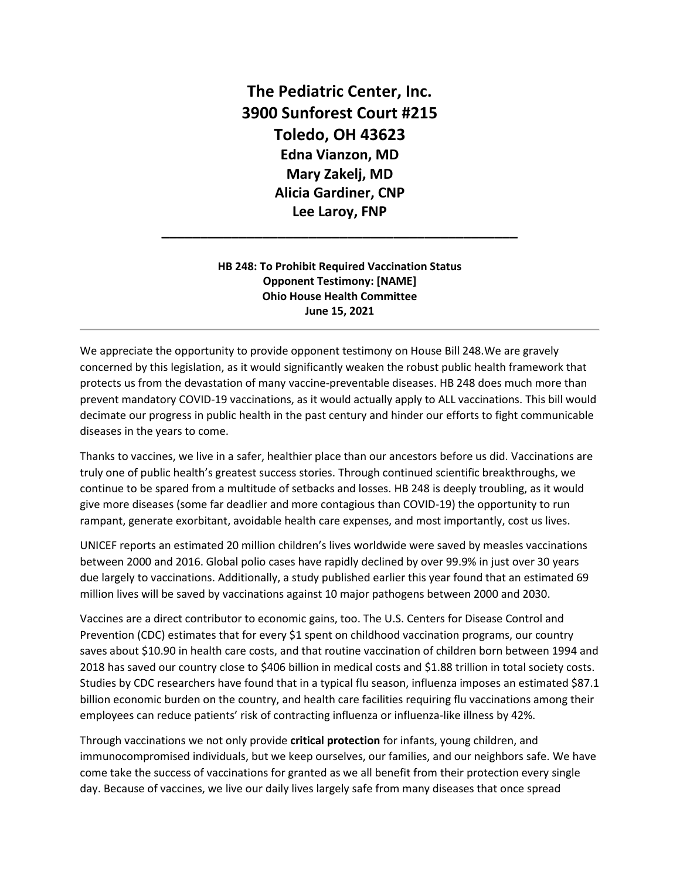# The Pediatric Center, Inc.
# 3900 Sunforest Court #215
# Toledo, OH 43623

## Edna Vianzon, MD
## Mary Zakelj, MD
## Alicia Gardiner, CNP
## Lee Laroy, FNP

---

**HB 248: To Prohibit Required Vaccination Status**
**Opponent Testimony: [NAME]**
**Ohio House Health Committee**
**June 15, 2021**

---

We appreciate the opportunity to provide opponent testimony on House Bill 248.We are gravely concerned by this legislation, as it would significantly weaken the robust public health framework that protects us from the devastation of many vaccine-preventable diseases. HB 248 does much more than prevent mandatory COVID-19 vaccinations, as it would actually apply to ALL vaccinations. This bill would decimate our progress in public health in the past century and hinder our efforts to fight communicable diseases in the years to come.

Thanks to vaccines, we live in a safer, healthier place than our ancestors before us did. Vaccinations are truly one of public health's greatest success stories. Through continued scientific breakthroughs, we continue to be spared from a multitude of setbacks and losses. HB 248 is deeply troubling, as it would give more diseases (some far deadlier and more contagious than COVID-19) the opportunity to run rampant, generate exorbitant, avoidable health care expenses, and most importantly, cost us lives.

UNICEF reports an estimated 20 million children's lives worldwide were saved by measles vaccinations between 2000 and 2016. Global polio cases have rapidly declined by over 99.9% in just over 30 years due largely to vaccinations. Additionally, a study published earlier this year found that an estimated 69 million lives will be saved by vaccinations against 10 major pathogens between 2000 and 2030.

Vaccines are a direct contributor to economic gains, too. The U.S. Centers for Disease Control and Prevention (CDC) estimates that for every $1 spent on childhood vaccination programs, our country saves about $10.90 in health care costs, and that routine vaccination of children born between 1994 and 2018 has saved our country close to $406 billion in medical costs and $1.88 trillion in total society costs. Studies by CDC researchers have found that in a typical flu season, influenza imposes an estimated $87.1 billion economic burden on the country, and health care facilities requiring flu vaccinations among their employees can reduce patients' risk of contracting influenza or influenza-like illness by 42%.

Through vaccinations we not only provide **critical protection** for infants, young children, and immunocompromised individuals, but we keep ourselves, our families, and our neighbors safe. We have come take the success of vaccinations for granted as we all benefit from their protection every single day. Because of vaccines, we live our daily lives largely safe from many diseases that once spread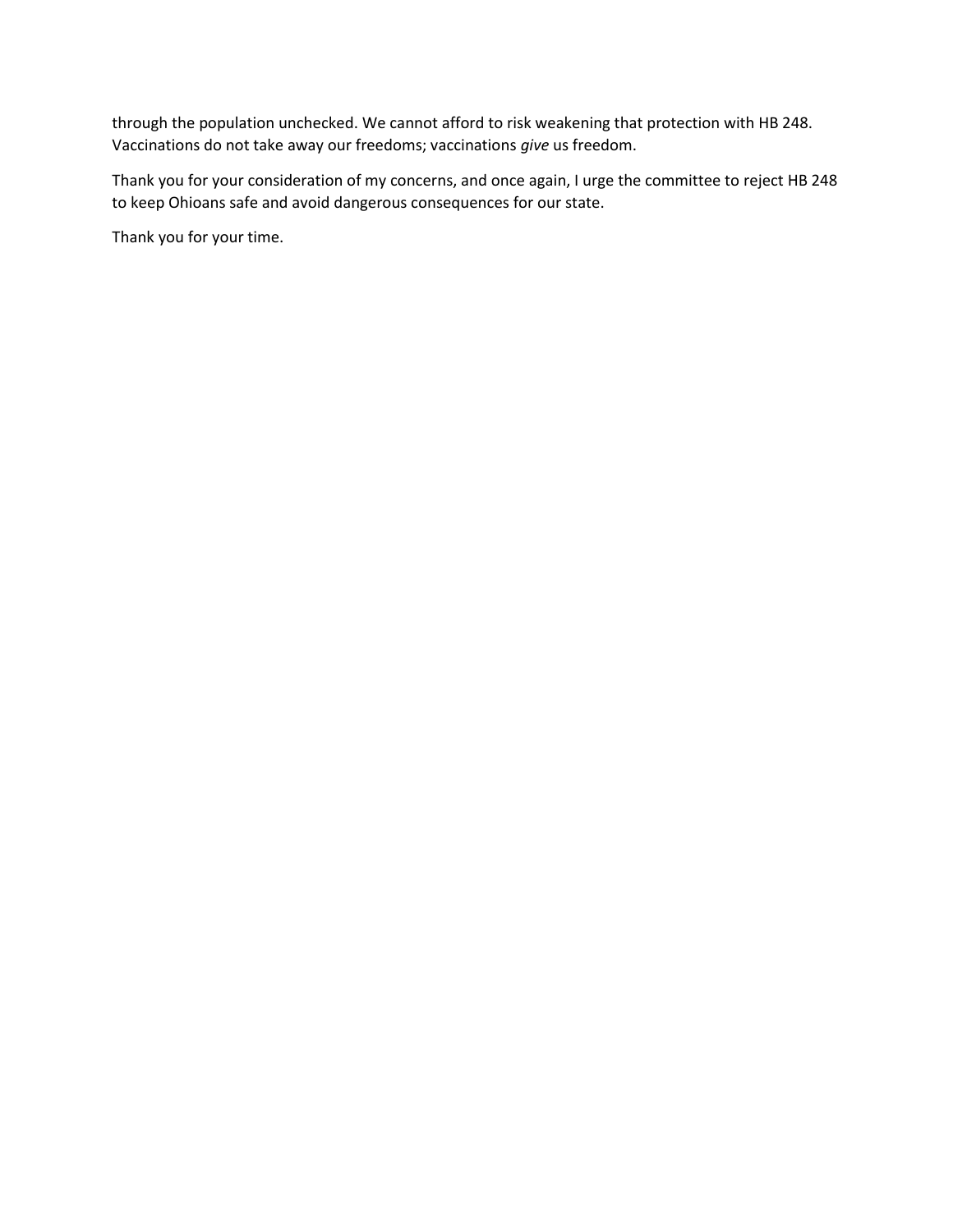through the population unchecked. We cannot afford to risk weakening that protection with HB 248. Vaccinations do not take away our freedoms; vaccinations *give* us freedom.

Thank you for your consideration of my concerns, and once again, I urge the committee to reject HB 248 to keep Ohioans safe and avoid dangerous consequences for our state.

Thank you for your time.